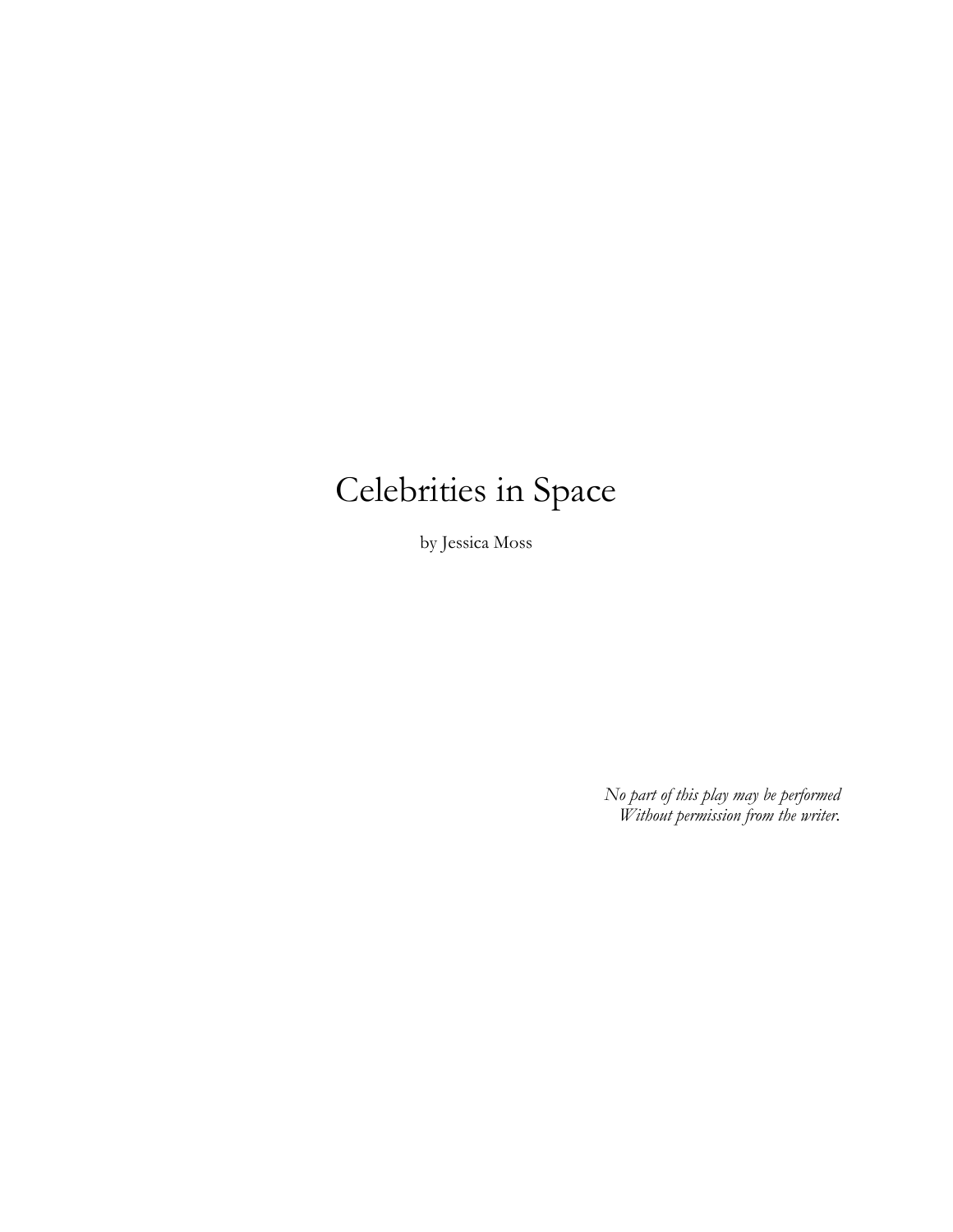# Celebrities in Space

by Jessica Moss

*No part of this play may be performed*
*Without permission from the writer.*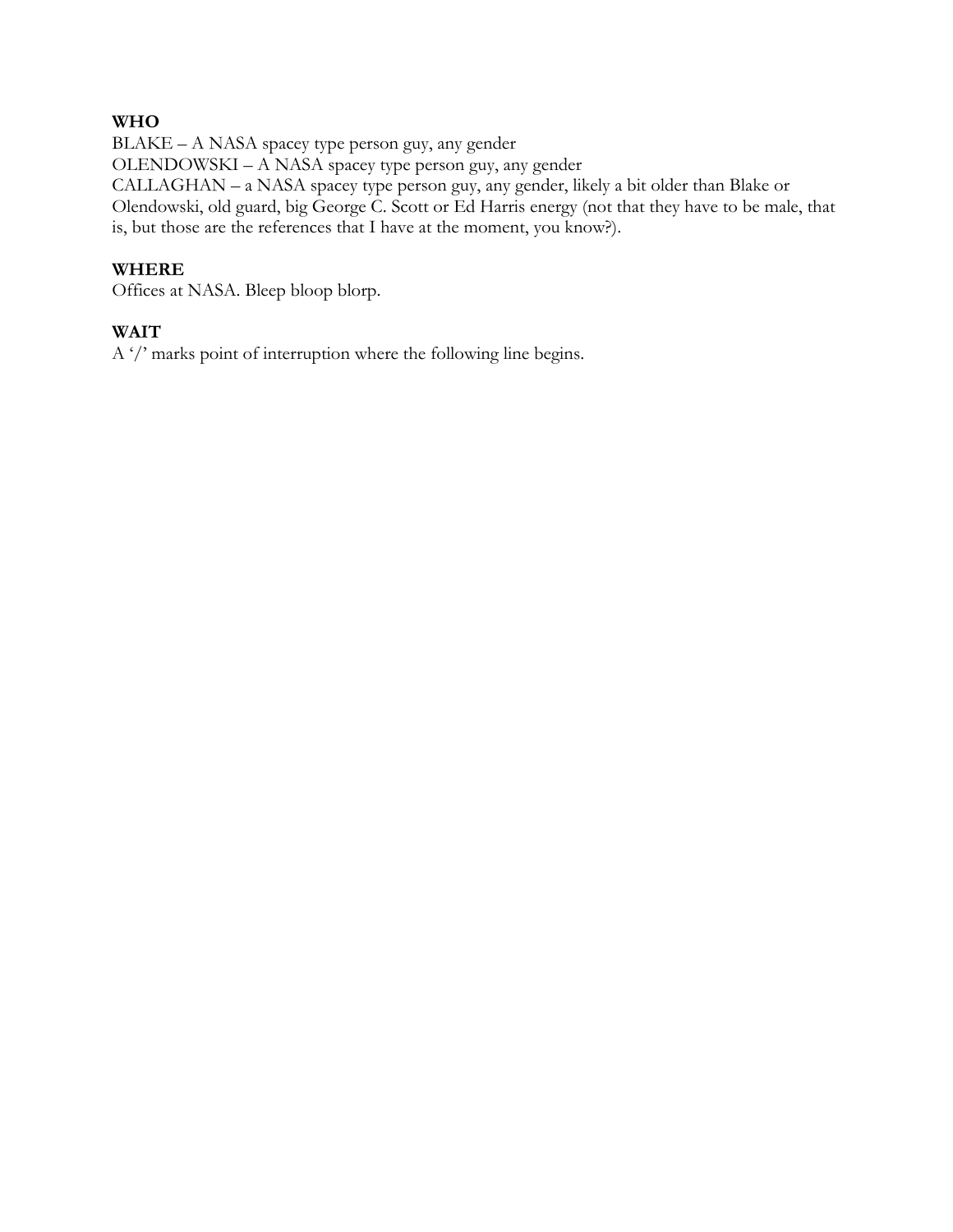**WHO**

BLAKE – A NASA spacey type person guy, any gender
OLENDOWSKI – A NASA spacey type person guy, any gender
CALLAGHAN – a NASA spacey type person guy, any gender, likely a bit older than Blake or Olendowski, old guard, big George C. Scott or Ed Harris energy (not that they have to be male, that is, but those are the references that I have at the moment, you know?).

**WHERE**

Offices at NASA. Bleep bloop blorp.

**WAIT**

A '/' marks point of interruption where the following line begins.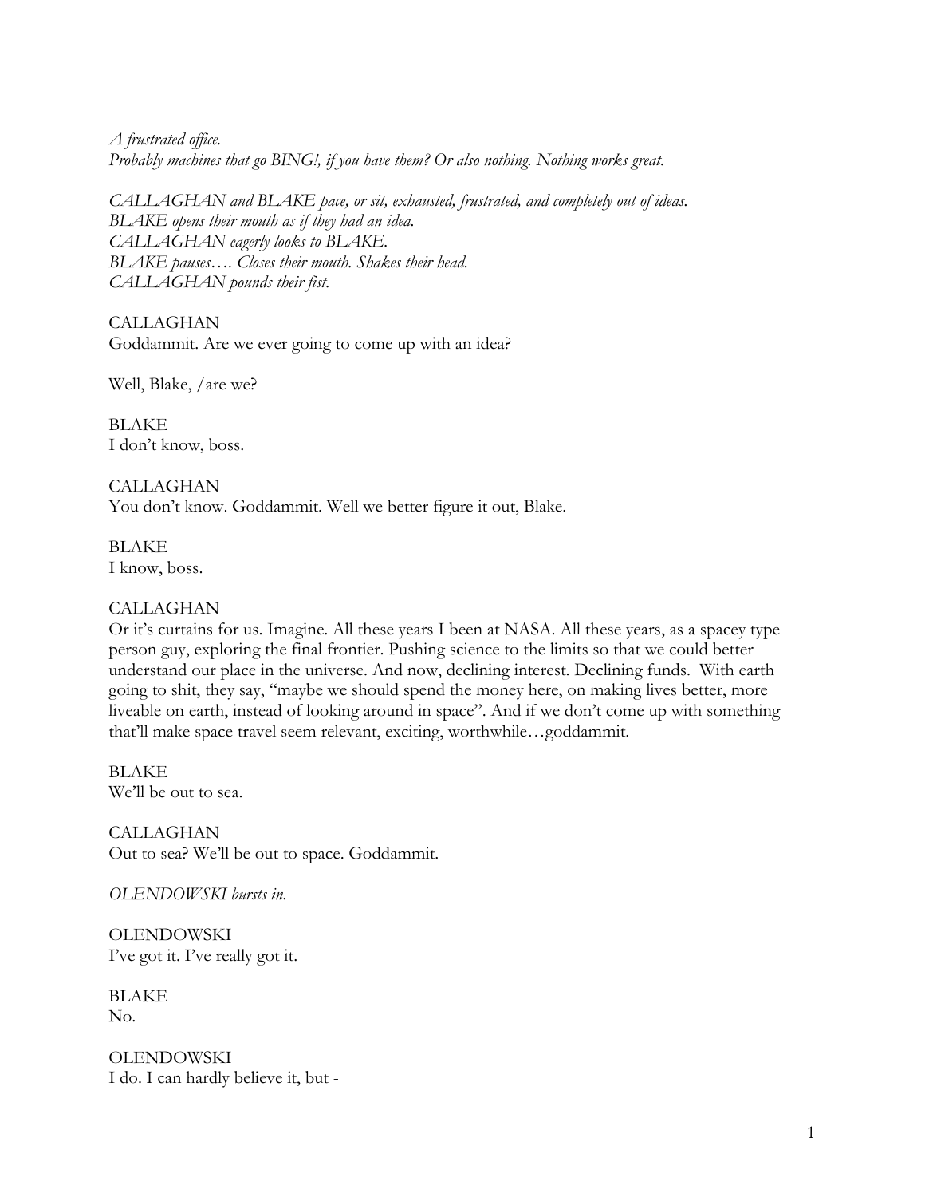*A frustrated office.*
*Probably machines that go BING!, if you have them? Or also nothing. Nothing works great.*

*CALLAGHAN and BLAKE pace, or sit, exhausted, frustrated, and completely out of ideas.*
*BLAKE opens their mouth as if they had an idea.*
*CALLAGHAN eagerly looks to BLAKE.*
*BLAKE pauses…. Closes their mouth. Shakes their head.*
*CALLAGHAN pounds their fist.*

CALLAGHAN
Goddammit. Are we ever going to come up with an idea?

Well, Blake, /are we?

BLAKE
I don't know, boss.

CALLAGHAN
You don't know. Goddammit. Well we better figure it out, Blake.

BLAKE
I know, boss.

CALLAGHAN
Or it's curtains for us. Imagine. All these years I been at NASA. All these years, as a spacey type person guy, exploring the final frontier. Pushing science to the limits so that we could better understand our place in the universe. And now, declining interest. Declining funds. With earth going to shit, they say, "maybe we should spend the money here, on making lives better, more liveable on earth, instead of looking around in space". And if we don't come up with something that'll make space travel seem relevant, exciting, worthwhile…goddammit.

BLAKE
We'll be out to sea.

CALLAGHAN
Out to sea? We'll be out to space. Goddammit.

*OLENDOWSKI bursts in.*

OLENDOWSKI
I've got it. I've really got it.

BLAKE
No.

OLENDOWSKI
I do. I can hardly believe it, but -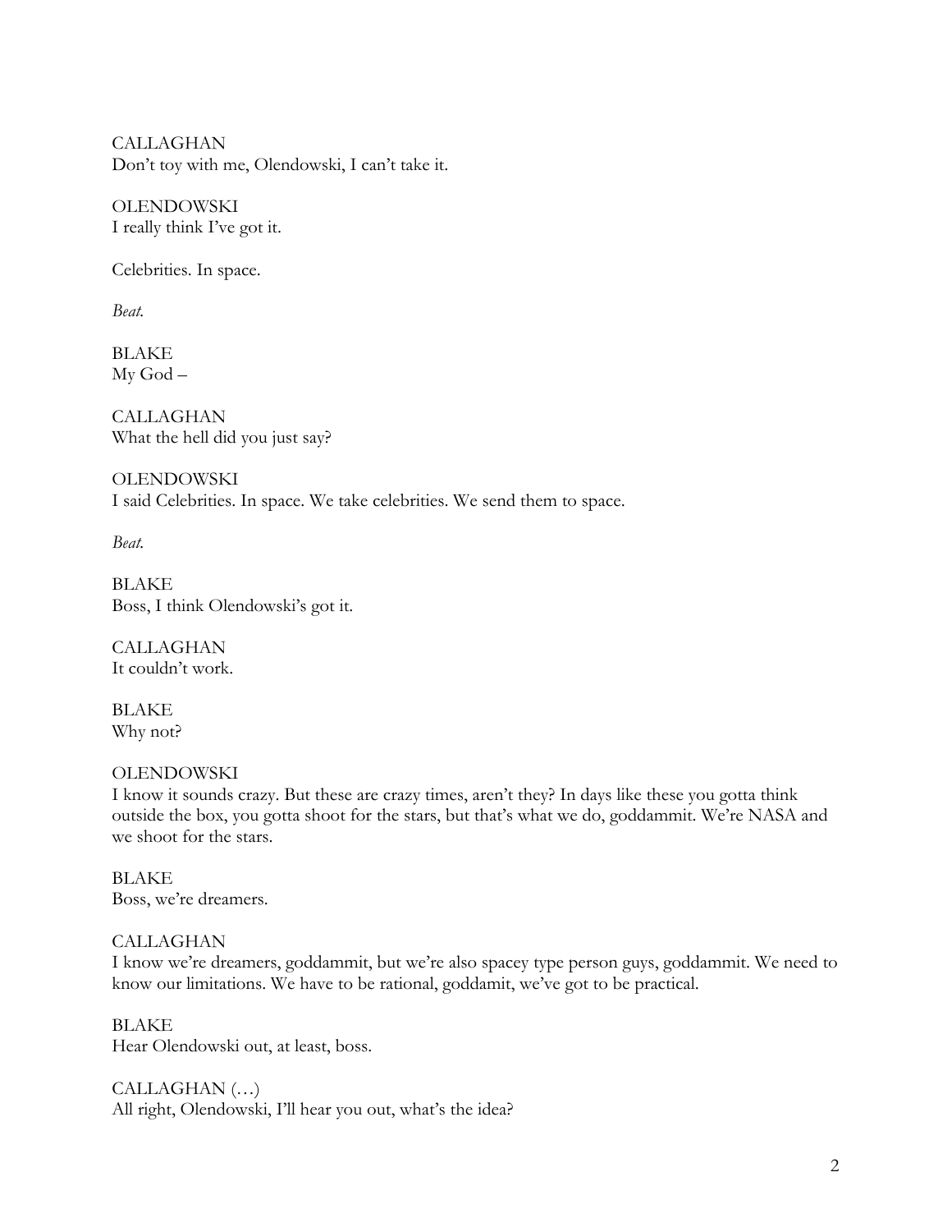CALLAGHAN
Don't toy with me, Olendowski, I can't take it.

OLENDOWSKI
I really think I've got it.

Celebrities. In space.

*Beat.*

BLAKE
My God –

CALLAGHAN
What the hell did you just say?

OLENDOWSKI
I said Celebrities. In space. We take celebrities. We send them to space.

*Beat.*

BLAKE
Boss, I think Olendowski's got it.

CALLAGHAN
It couldn't work.

BLAKE
Why not?

OLENDOWSKI
I know it sounds crazy. But these are crazy times, aren't they? In days like these you gotta think outside the box, you gotta shoot for the stars, but that's what we do, goddammit. We're NASA and we shoot for the stars.

BLAKE
Boss, we're dreamers.

CALLAGHAN
I know we're dreamers, goddammit, but we're also spacey type person guys, goddammit. We need to know our limitations. We have to be rational, goddamit, we've got to be practical.

BLAKE
Hear Olendowski out, at least, boss.

CALLAGHAN (…)
All right, Olendowski, I'll hear you out, what's the idea?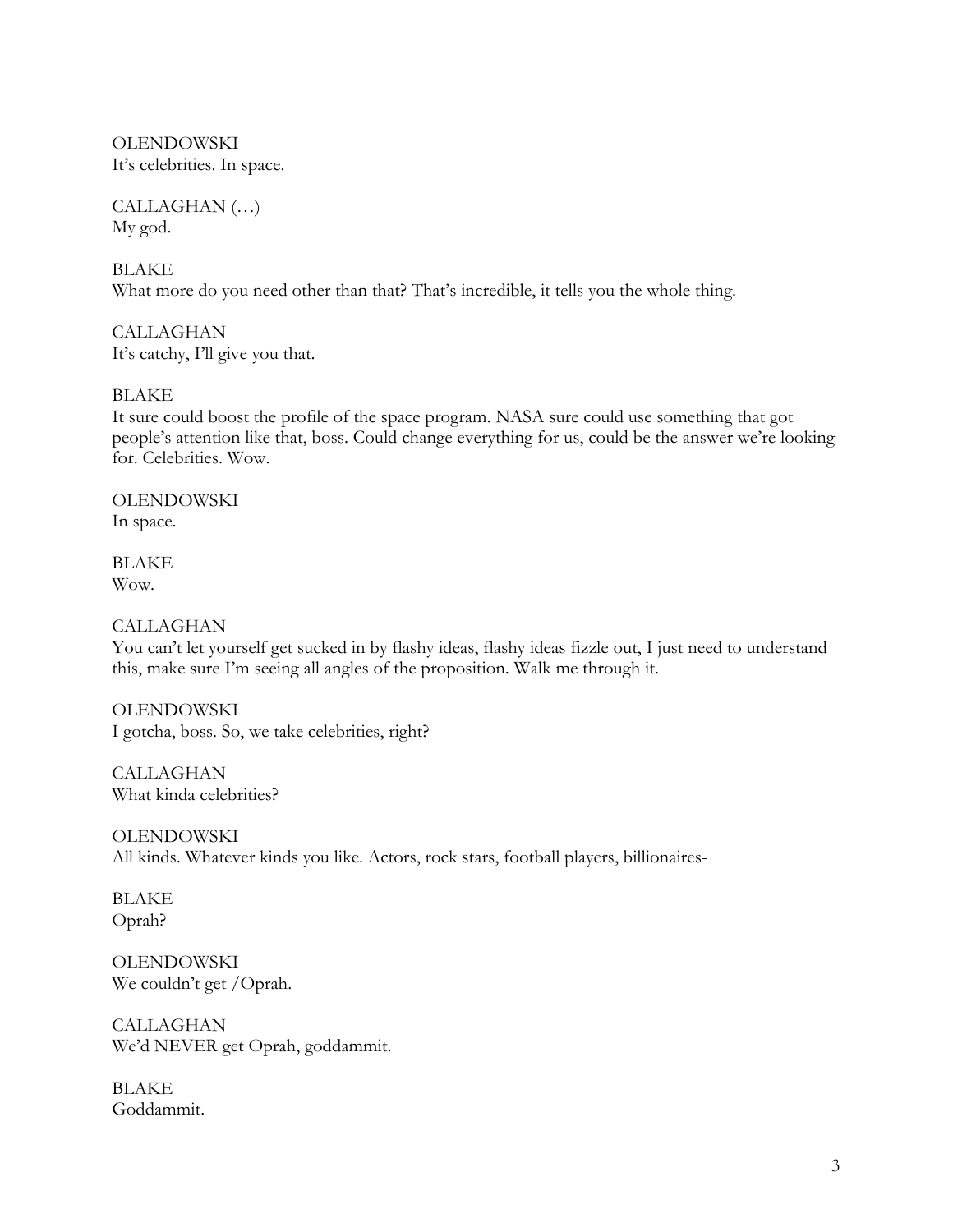OLENDOWSKI
It's celebrities. In space.

CALLAGHAN (…)
My god.

BLAKE
What more do you need other than that? That's incredible, it tells you the whole thing.

CALLAGHAN
It's catchy, I'll give you that.

BLAKE
It sure could boost the profile of the space program. NASA sure could use something that got people's attention like that, boss. Could change everything for us, could be the answer we're looking for. Celebrities. Wow.

OLENDOWSKI
In space.

BLAKE
Wow.

CALLAGHAN
You can't let yourself get sucked in by flashy ideas, flashy ideas fizzle out, I just need to understand this, make sure I'm seeing all angles of the proposition. Walk me through it.

OLENDOWSKI
I gotcha, boss. So, we take celebrities, right?

CALLAGHAN
What kinda celebrities?

OLENDOWSKI
All kinds. Whatever kinds you like. Actors, rock stars, football players, billionaires-

BLAKE
Oprah?

OLENDOWSKI
We couldn't get /Oprah.

CALLAGHAN
We'd NEVER get Oprah, goddammit.

BLAKE
Goddammit.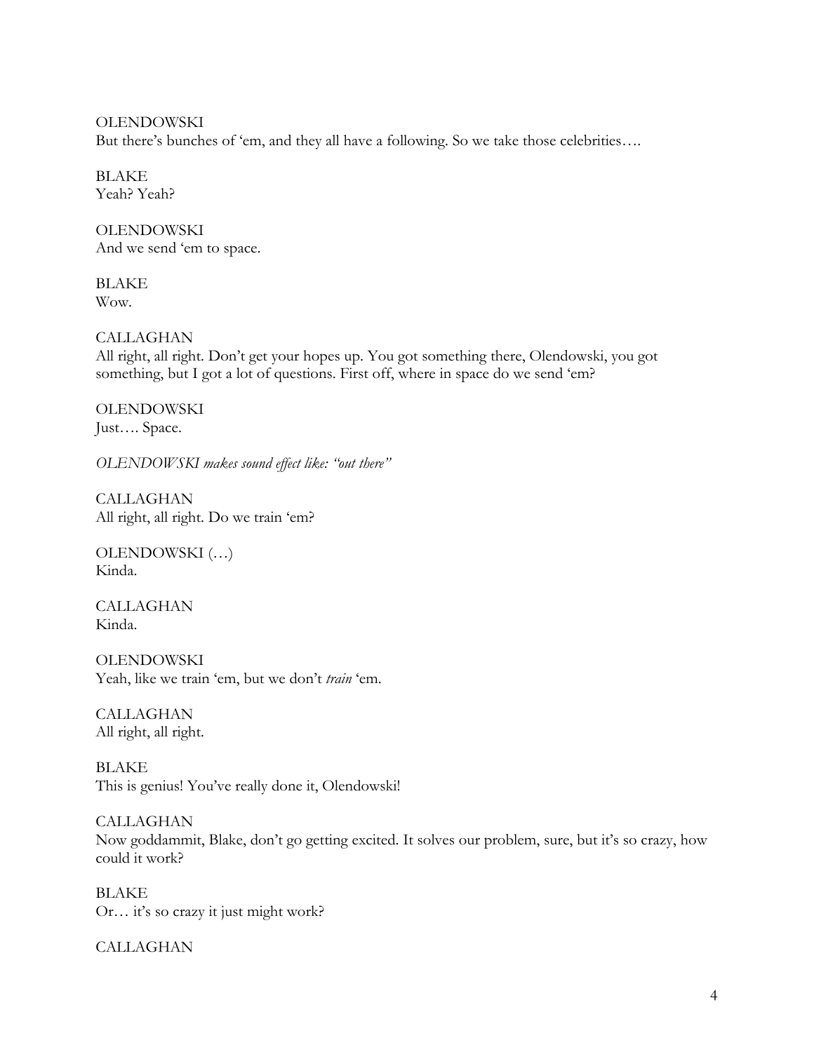OLENDOWSKI
But there's bunches of 'em, and they all have a following. So we take those celebrities….

BLAKE
Yeah? Yeah?

OLENDOWSKI
And we send 'em to space.

BLAKE
Wow.

CALLAGHAN
All right, all right. Don't get your hopes up. You got something there, Olendowski, you got something, but I got a lot of questions. First off, where in space do we send 'em?

OLENDOWSKI
Just…. Space.

*OLENDOWSKI makes sound effect like: "out there"*

CALLAGHAN
All right, all right. Do we train 'em?

OLENDOWSKI (…)
Kinda.

CALLAGHAN
Kinda.

OLENDOWSKI
Yeah, like we train 'em, but we don't *train* 'em.

CALLAGHAN
All right, all right.

BLAKE
This is genius! You've really done it, Olendowski!

CALLAGHAN
Now goddammit, Blake, don't go getting excited. It solves our problem, sure, but it's so crazy, how could it work?

BLAKE
Or… it's so crazy it just might work?

CALLAGHAN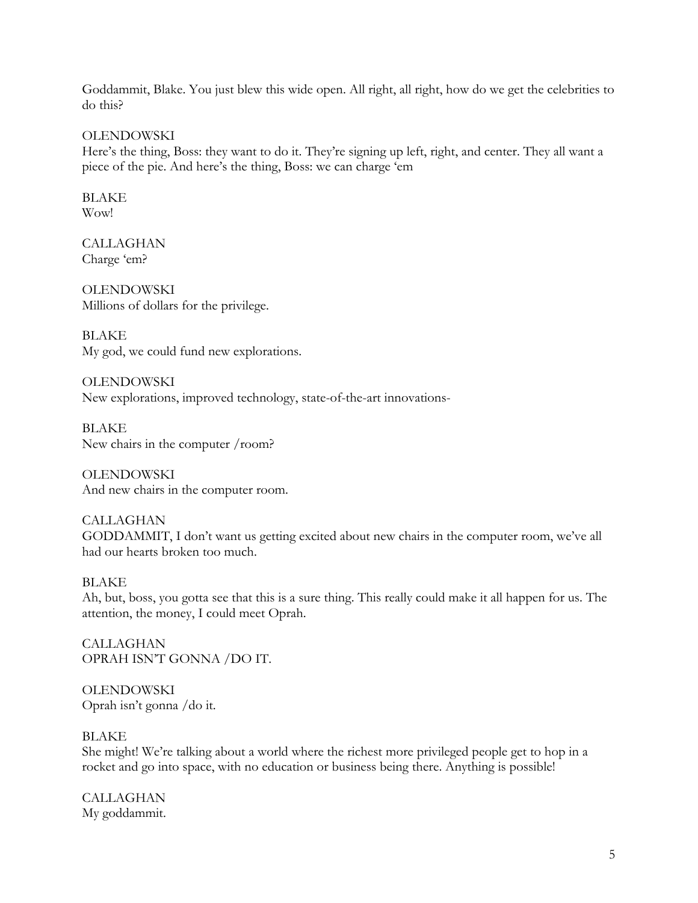Goddammit, Blake. You just blew this wide open. All right, all right, how do we get the celebrities to do this?

OLENDOWSKI
Here's the thing, Boss: they want to do it. They're signing up left, right, and center. They all want a piece of the pie. And here's the thing, Boss: we can charge 'em

BLAKE
Wow!

CALLAGHAN
Charge 'em?

OLENDOWSKI
Millions of dollars for the privilege.

BLAKE
My god, we could fund new explorations.

OLENDOWSKI
New explorations, improved technology, state-of-the-art innovations-

BLAKE
New chairs in the computer /room?

OLENDOWSKI
And new chairs in the computer room.

CALLAGHAN
GODDAMMIT, I don't want us getting excited about new chairs in the computer room, we've all had our hearts broken too much.

BLAKE
Ah, but, boss, you gotta see that this is a sure thing. This really could make it all happen for us. The attention, the money, I could meet Oprah.

CALLAGHAN
OPRAH ISN'T GONNA /DO IT.

OLENDOWSKI
Oprah isn't gonna /do it.

BLAKE
She might! We're talking about a world where the richest more privileged people get to hop in a rocket and go into space, with no education or business being there. Anything is possible!

CALLAGHAN
My goddammit.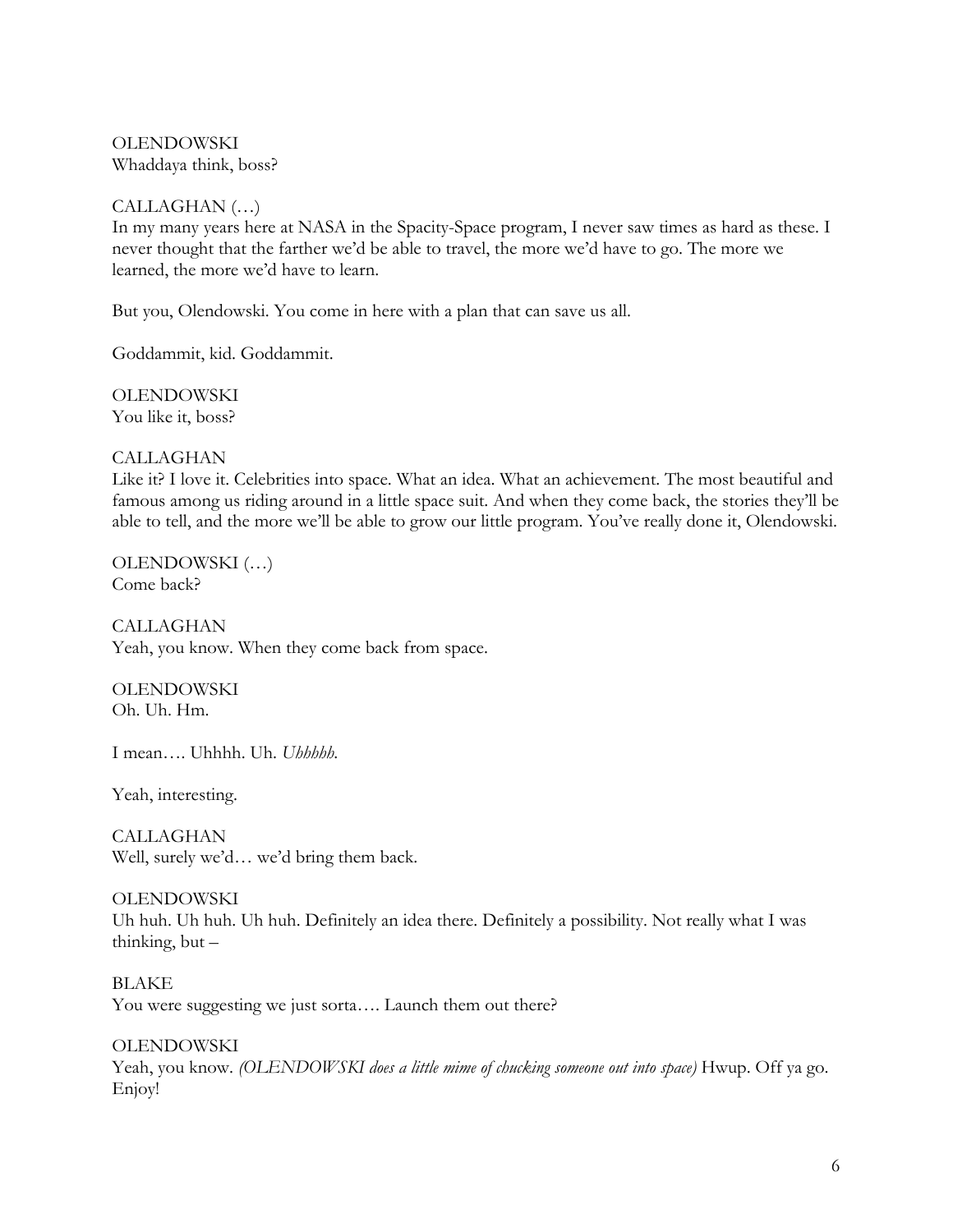OLENDOWSKI
Whaddaya think, boss?

CALLAGHAN (…)
In my many years here at NASA in the Spacity-Space program, I never saw times as hard as these. I never thought that the farther we'd be able to travel, the more we'd have to go. The more we learned, the more we'd have to learn.

But you, Olendowski. You come in here with a plan that can save us all.

Goddammit, kid. Goddammit.

OLENDOWSKI
You like it, boss?

CALLAGHAN
Like it? I love it. Celebrities into space. What an idea. What an achievement. The most beautiful and famous among us riding around in a little space suit. And when they come back, the stories they'll be able to tell, and the more we'll be able to grow our little program. You've really done it, Olendowski.

OLENDOWSKI (…)
Come back?

CALLAGHAN
Yeah, you know. When they come back from space.

OLENDOWSKI
Oh. Uh. Hm.

I mean…. Uhhhh. Uh. *Uhhhhh.*

Yeah, interesting.

CALLAGHAN
Well, surely we'd… we'd bring them back.

OLENDOWSKI
Uh huh. Uh huh. Uh huh. Definitely an idea there. Definitely a possibility. Not really what I was thinking, but –

BLAKE
You were suggesting we just sorta…. Launch them out there?

OLENDOWSKI
Yeah, you know. *(OLENDOWSKI does a little mime of chucking someone out into space)* Hwup. Off ya go. Enjoy!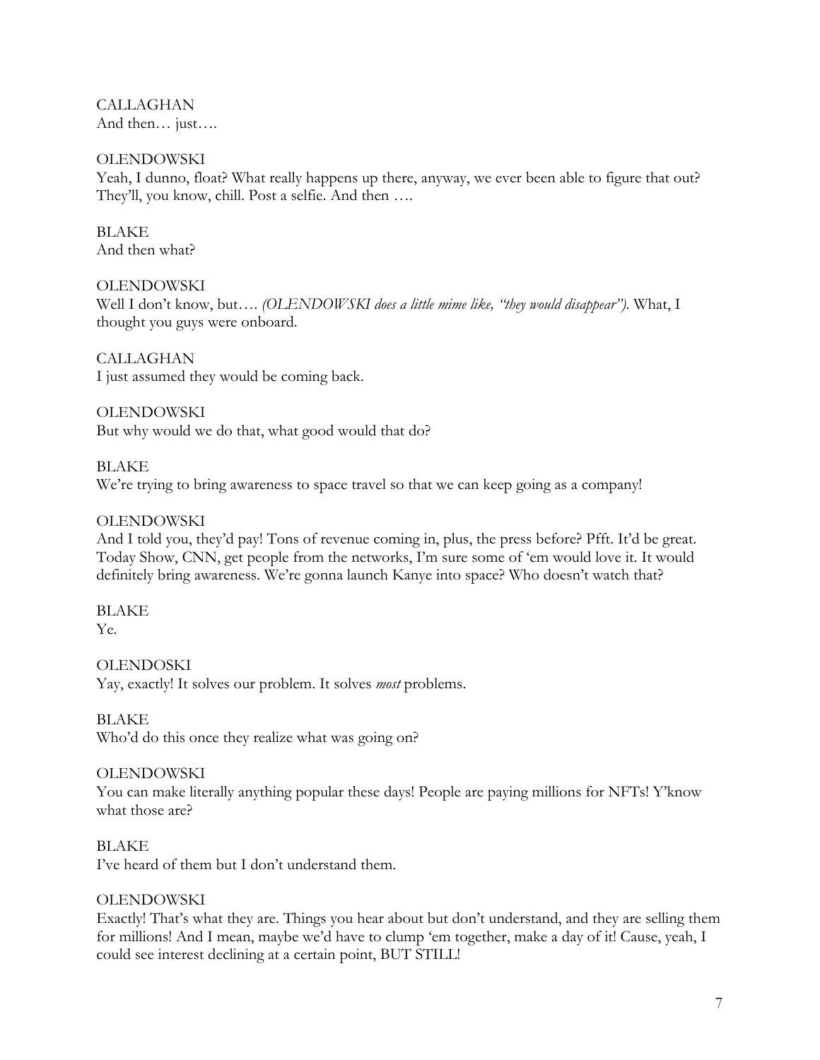CALLAGHAN
And then… just….

OLENDOWSKI
Yeah, I dunno, float? What really happens up there, anyway, we ever been able to figure that out? They'll, you know, chill. Post a selfie. And then ….

BLAKE
And then what?

OLENDOWSKI
Well I don't know, but…. *(OLENDOWSKI does a little mime like, "they would disappear").* What, I thought you guys were onboard.

CALLAGHAN
I just assumed they would be coming back.

OLENDOWSKI
But why would we do that, what good would that do?

BLAKE
We're trying to bring awareness to space travel so that we can keep going as a company!

OLENDOWSKI
And I told you, they'd pay! Tons of revenue coming in, plus, the press before? Pfft. It'd be great. Today Show, CNN, get people from the networks, I'm sure some of 'em would love it. It would definitely bring awareness. We're gonna launch Kanye into space? Who doesn't watch that?

BLAKE
Ye.

OLENDOSKI
Yay, exactly! It solves our problem. It solves *most* problems.

BLAKE
Who'd do this once they realize what was going on?

OLENDOWSKI
You can make literally anything popular these days! People are paying millions for NFTs! Y'know what those are?

BLAKE
I've heard of them but I don't understand them.

OLENDOWSKI
Exactly! That's what they are. Things you hear about but don't understand, and they are selling them for millions! And I mean, maybe we'd have to clump 'em together, make a day of it! Cause, yeah, I could see interest declining at a certain point, BUT STILL!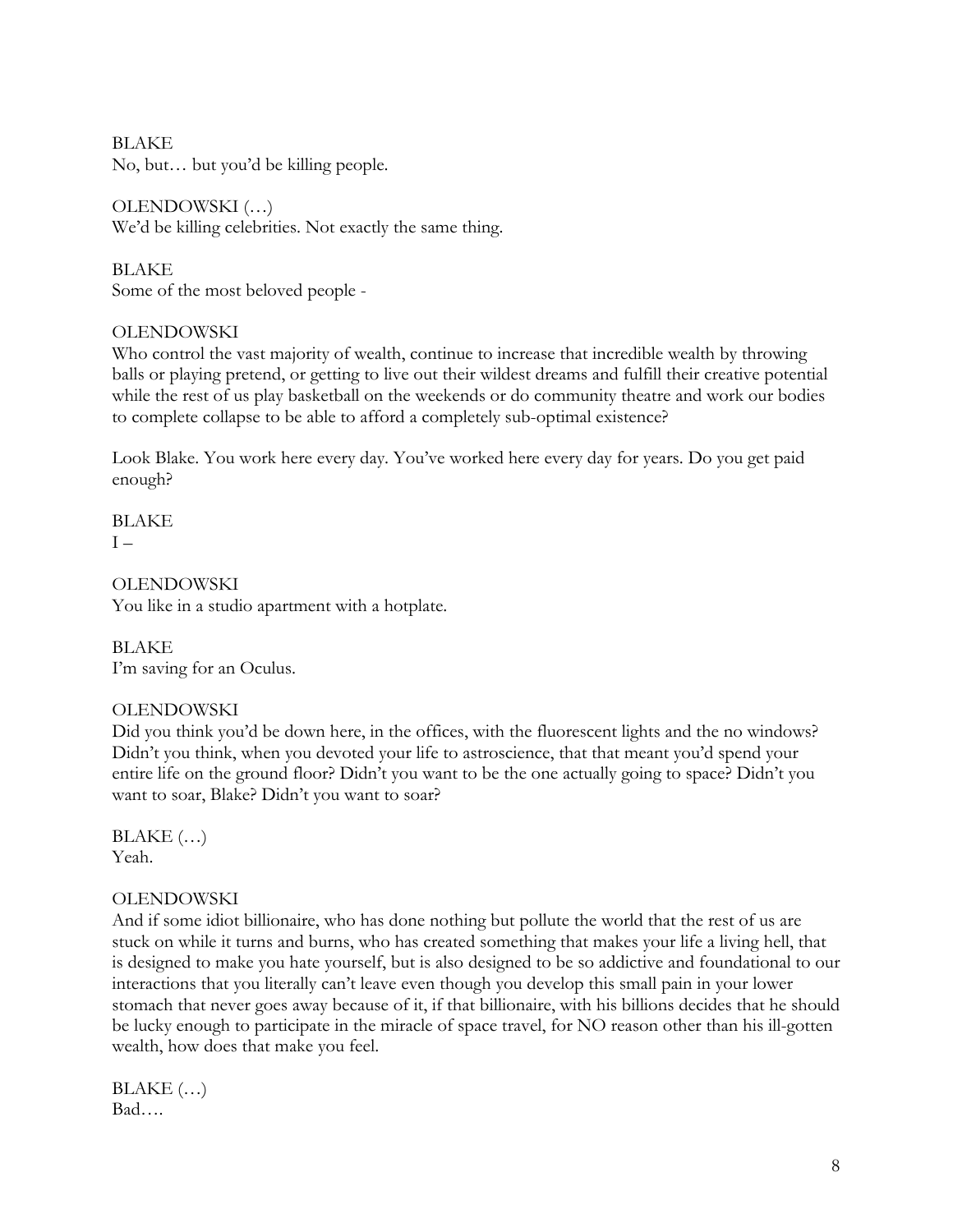BLAKE
No, but… but you'd be killing people.

OLENDOWSKI (…)
We'd be killing celebrities. Not exactly the same thing.

BLAKE
Some of the most beloved people -

OLENDOWSKI
Who control the vast majority of wealth, continue to increase that incredible wealth by throwing balls or playing pretend, or getting to live out their wildest dreams and fulfill their creative potential while the rest of us play basketball on the weekends or do community theatre and work our bodies to complete collapse to be able to afford a completely sub-optimal existence?

Look Blake. You work here every day. You've worked here every day for years. Do you get paid enough?

BLAKE
I –

OLENDOWSKI
You like in a studio apartment with a hotplate.

BLAKE
I'm saving for an Oculus.

OLENDOWSKI
Did you think you'd be down here, in the offices, with the fluorescent lights and the no windows? Didn't you think, when you devoted your life to astroscience, that that meant you'd spend your entire life on the ground floor? Didn't you want to be the one actually going to space? Didn't you want to soar, Blake? Didn't you want to soar?

BLAKE (…)
Yeah.

OLENDOWSKI
And if some idiot billionaire, who has done nothing but pollute the world that the rest of us are stuck on while it turns and burns, who has created something that makes your life a living hell, that is designed to make you hate yourself, but is also designed to be so addictive and foundational to our interactions that you literally can't leave even though you develop this small pain in your lower stomach that never goes away because of it, if that billionaire, with his billions decides that he should be lucky enough to participate in the miracle of space travel, for NO reason other than his ill-gotten wealth, how does that make you feel.

BLAKE (…)
Bad….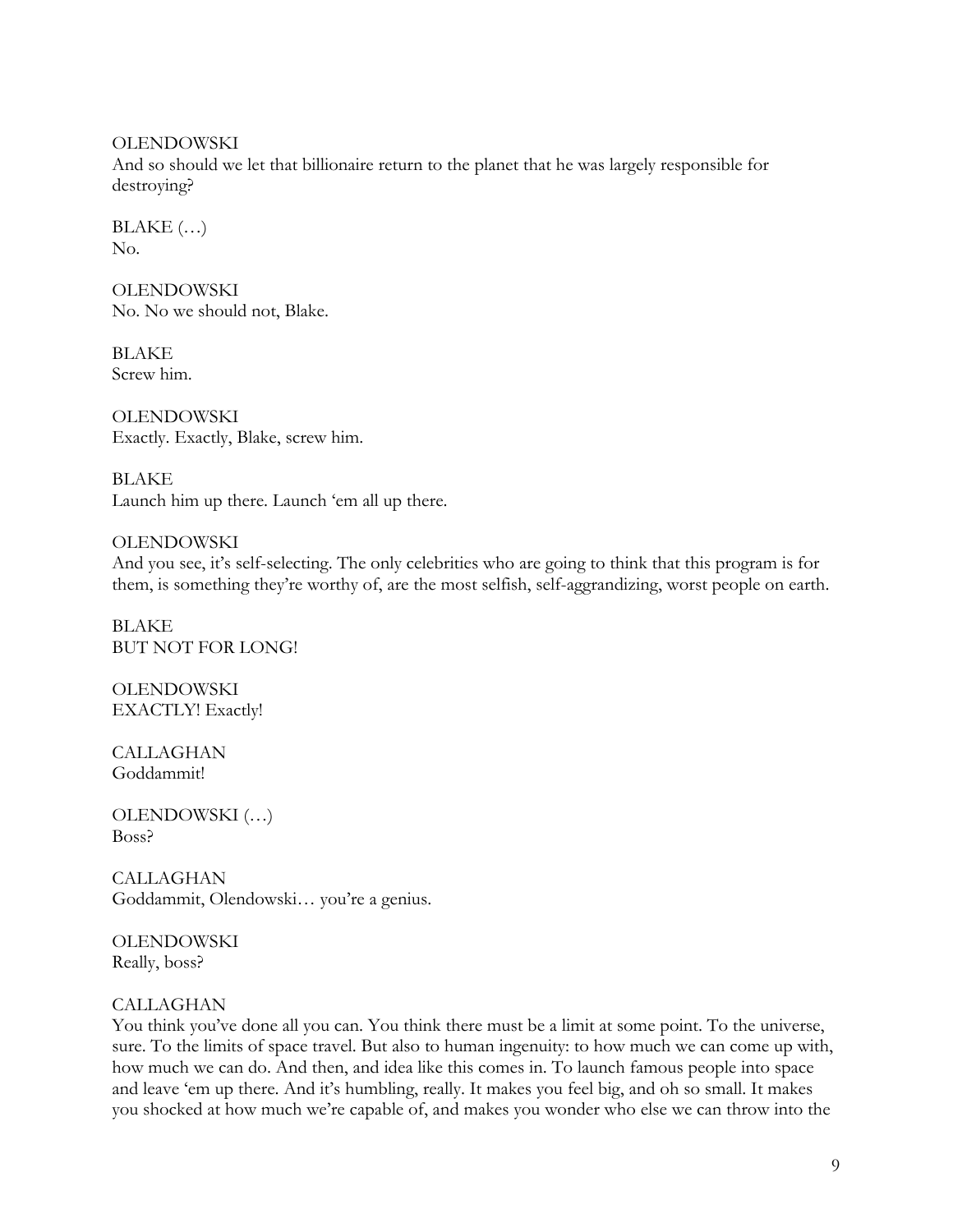OLENDOWSKI
And so should we let that billionaire return to the planet that he was largely responsible for destroying?

BLAKE (…)
No.

OLENDOWSKI
No. No we should not, Blake.

BLAKE
Screw him.

OLENDOWSKI
Exactly. Exactly, Blake, screw him.

BLAKE
Launch him up there. Launch 'em all up there.

OLENDOWSKI
And you see, it's self-selecting. The only celebrities who are going to think that this program is for them, is something they're worthy of, are the most selfish, self-aggrandizing, worst people on earth.

BLAKE
BUT NOT FOR LONG!

OLENDOWSKI
EXACTLY! Exactly!

CALLAGHAN
Goddammit!

OLENDOWSKI (…)
Boss?

CALLAGHAN
Goddammit, Olendowski… you're a genius.

OLENDOWSKI
Really, boss?

CALLAGHAN
You think you've done all you can. You think there must be a limit at some point. To the universe, sure. To the limits of space travel. But also to human ingenuity: to how much we can come up with, how much we can do. And then, and idea like this comes in. To launch famous people into space and leave 'em up there. And it's humbling, really. It makes you feel big, and oh so small. It makes you shocked at how much we're capable of, and makes you wonder who else we can throw into the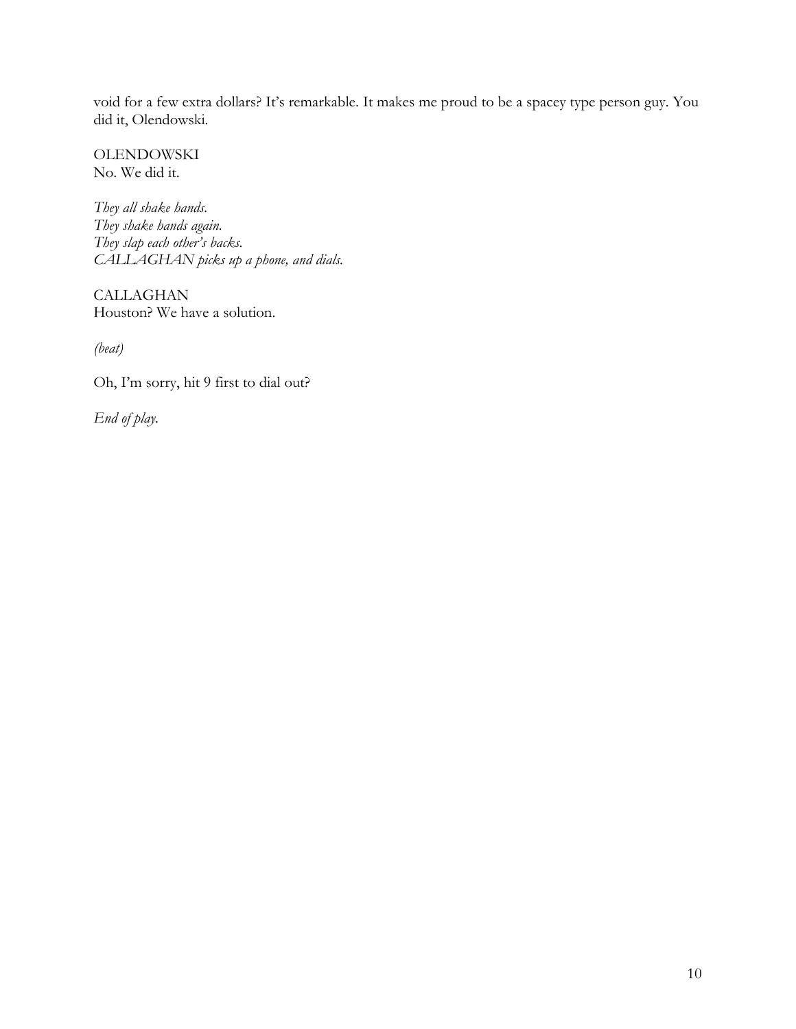void for a few extra dollars? It's remarkable. It makes me proud to be a spacey type person guy. You did it, Olendowski.

OLENDOWSKI
No. We did it.

*They all shake hands.*
*They shake hands again.*
*They slap each other's backs.*
*CALLAGHAN picks up a phone, and dials.*

CALLAGHAN
Houston? We have a solution.

*(beat)*

Oh, I'm sorry, hit 9 first to dial out?

*End of play.*